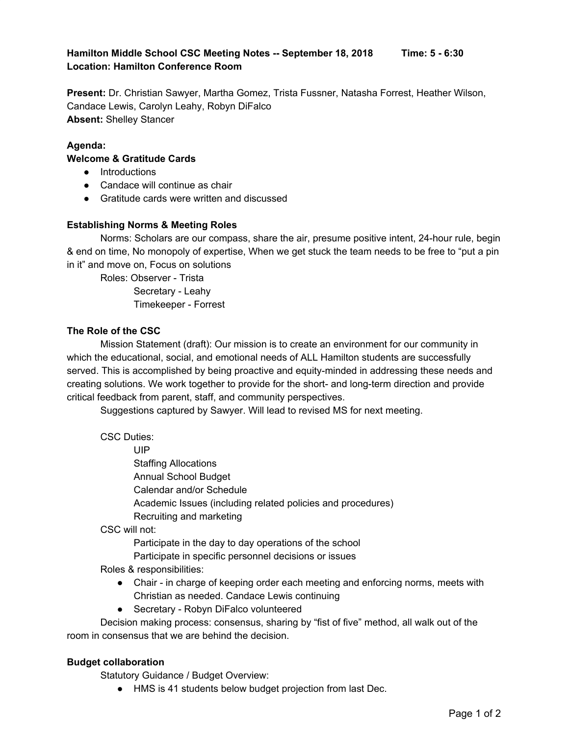**Hamilton Middle School CSC Meeting Notes -- September 18, 2018  Time: 5 - 6:30**
**Location: Hamilton Conference Room**

**Present:** Dr. Christian Sawyer, Martha Gomez, Trista Fussner, Natasha Forrest, Heather Wilson, Candace Lewis, Carolyn Leahy, Robyn DiFalco
**Absent:** Shelley Stancer

**Agenda:**

**Welcome & Gratitude Cards**

- Introductions
- Candace will continue as chair
- Gratitude cards were written and discussed

**Establishing Norms & Meeting Roles**

Norms: Scholars are our compass, share the air, presume positive intent, 24-hour rule, begin & end on time, No monopoly of expertise, When we get stuck the team needs to be free to "put a pin in it" and move on, Focus on solutions

Roles: Observer - Trista
Secretary - Leahy
Timekeeper - Forrest

**The Role of the CSC**

Mission Statement (draft): Our mission is to create an environment for our community in which the educational, social, and emotional needs of ALL Hamilton students are successfully served. This is accomplished by being proactive and equity-minded in addressing these needs and creating solutions. We work together to provide for the short- and long-term direction and provide critical feedback from parent, staff, and community perspectives.

Suggestions captured by Sawyer. Will lead to revised MS for next meeting.

CSC Duties:
UIP
Staffing Allocations
Annual School Budget
Calendar and/or Schedule
Academic Issues (including related policies and procedures)
Recruiting and marketing

CSC will not:
Participate in the day to day operations of the school
Participate in specific personnel decisions or issues

Roles & responsibilities:

- Chair - in charge of keeping order each meeting and enforcing norms, meets with Christian as needed. Candace Lewis continuing
- Secretary - Robyn DiFalco volunteered

Decision making process: consensus, sharing by "fist of five" method, all walk out of the room in consensus that we are behind the decision.

**Budget collaboration**

Statutory Guidance / Budget Overview:

- HMS is 41 students below budget projection from last Dec.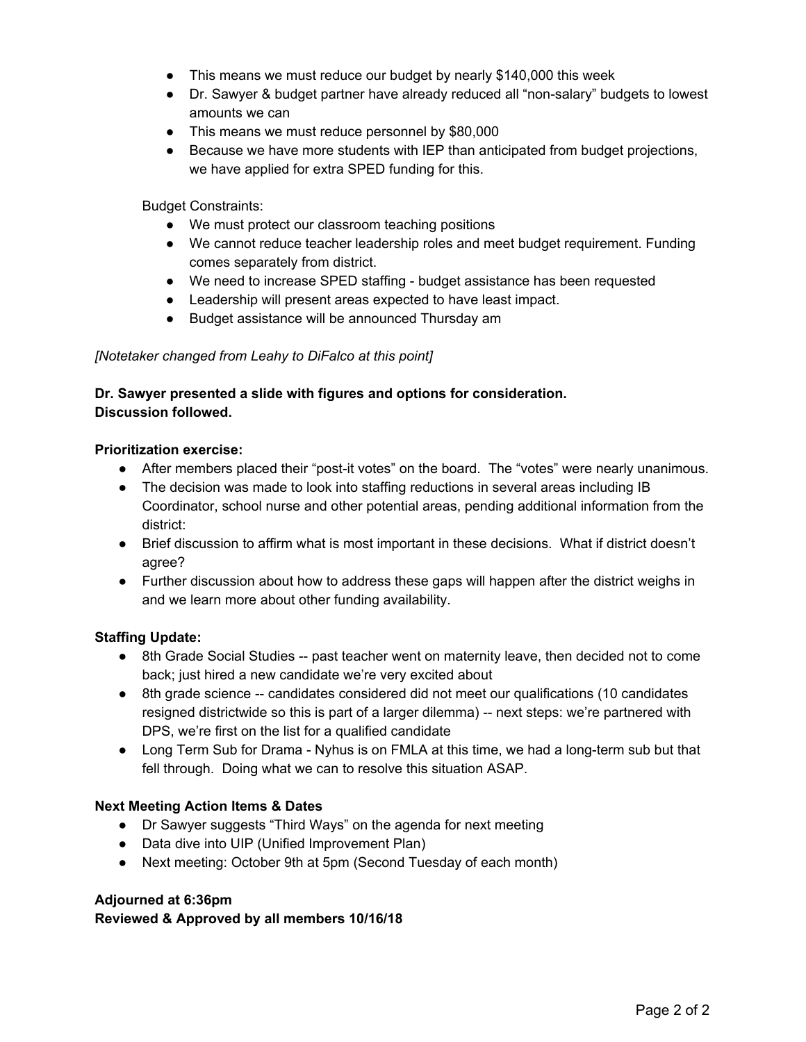- This means we must reduce our budget by nearly $140,000 this week
- Dr. Sawyer & budget partner have already reduced all "non-salary" budgets to lowest amounts we can
- This means we must reduce personnel by $80,000
- Because we have more students with IEP than anticipated from budget projections, we have applied for extra SPED funding for this.

Budget Constraints:

- We must protect our classroom teaching positions
- We cannot reduce teacher leadership roles and meet budget requirement. Funding comes separately from district.
- We need to increase SPED staffing - budget assistance has been requested
- Leadership will present areas expected to have least impact.
- Budget assistance will be announced Thursday am

*[Notetaker changed from Leahy to DiFalco at this point]*

**Dr. Sawyer presented a slide with figures and options for consideration.**
**Discussion followed.**

**Prioritization exercise:**

- After members placed their "post-it votes" on the board. The "votes" were nearly unanimous.
- The decision was made to look into staffing reductions in several areas including IB Coordinator, school nurse and other potential areas, pending additional information from the district:
- Brief discussion to affirm what is most important in these decisions. What if district doesn't agree?
- Further discussion about how to address these gaps will happen after the district weighs in and we learn more about other funding availability.

**Staffing Update:**

- 8th Grade Social Studies -- past teacher went on maternity leave, then decided not to come back; just hired a new candidate we're very excited about
- 8th grade science -- candidates considered did not meet our qualifications (10 candidates resigned districtwide so this is part of a larger dilemma) -- next steps: we're partnered with DPS, we're first on the list for a qualified candidate
- Long Term Sub for Drama - Nyhus is on FMLA at this time, we had a long-term sub but that fell through. Doing what we can to resolve this situation ASAP.

**Next Meeting Action Items & Dates**

- Dr Sawyer suggests "Third Ways" on the agenda for next meeting
- Data dive into UIP (Unified Improvement Plan)
- Next meeting: October 9th at 5pm (Second Tuesday of each month)

**Adjourned at 6:36pm**
**Reviewed & Approved by all members 10/16/18**